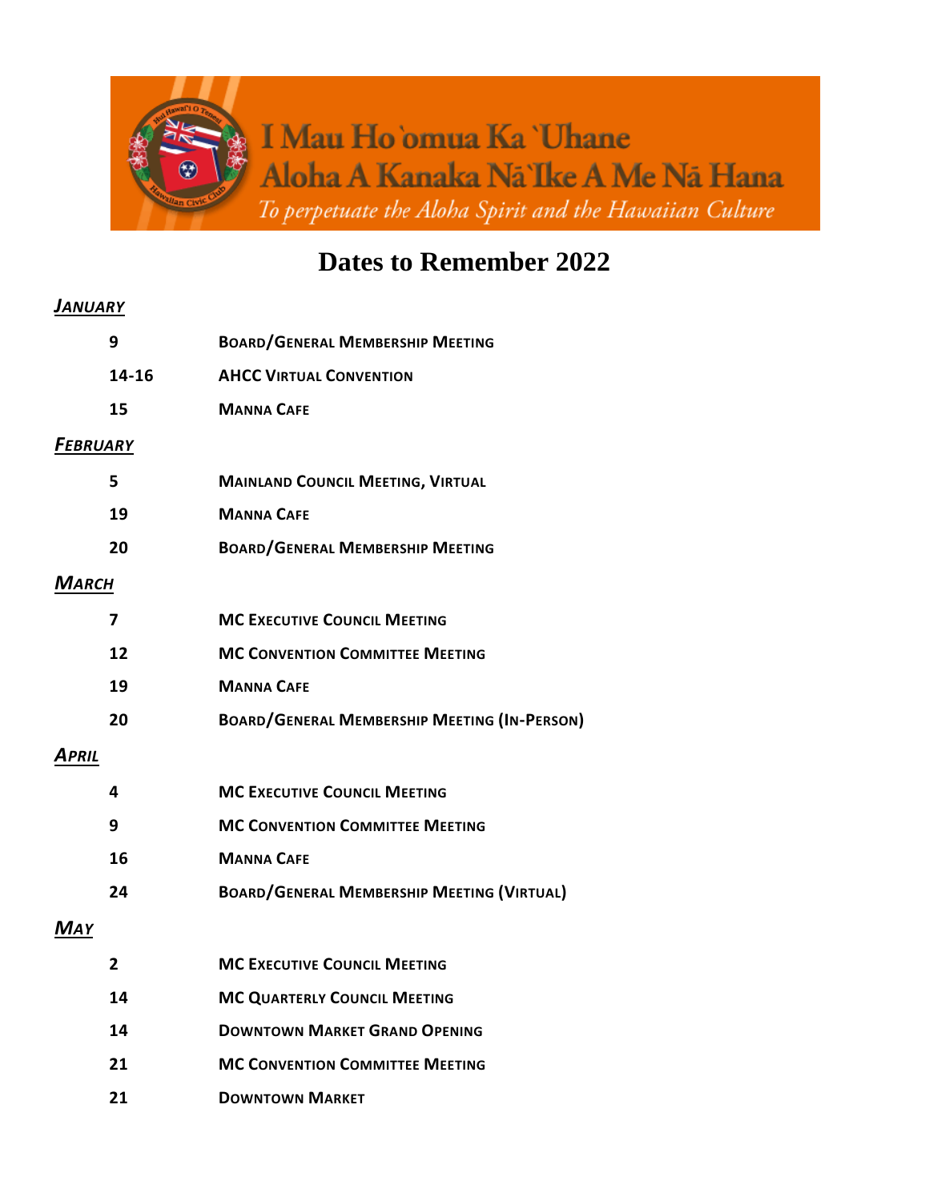I Mau Hoʻomua Ka ʻUhane
Aloha A Kanaka Nā ʻIke A Me Nā Hana
*To perpetuate the Aloha Spirit and the Hawaiian Culture*

# Dates to Remember 2022

***January***

| | |
|---|---|
| 9 | **Board/General Membership Meeting** |
| 14-16 | **AHCC Virtual Convention** |
| 15 | **Manna Cafe** |

***February***

| | |
|---|---|
| 5 | **Mainland Council Meeting, Virtual** |
| 19 | **Manna Cafe** |
| 20 | **Board/General Membership Meeting** |

***March***

| | |
|---|---|
| 7 | **MC Executive Council Meeting** |
| 12 | **MC Convention Committee Meeting** |
| 19 | **Manna Cafe** |
| 20 | **Board/General Membership Meeting (In-Person)** |

***April***

| | |
|---|---|
| 4 | **MC Executive Council Meeting** |
| 9 | **MC Convention Committee Meeting** |
| 16 | **Manna Cafe** |
| 24 | **Board/General Membership Meeting (Virtual)** |

***May***

| | |
|---|---|
| 2 | **MC Executive Council Meeting** |
| 14 | **MC Quarterly Council Meeting** |
| 14 | **Downtown Market Grand Opening** |
| 21 | **MC Convention Committee Meeting** |
| 21 | **Downtown Market** |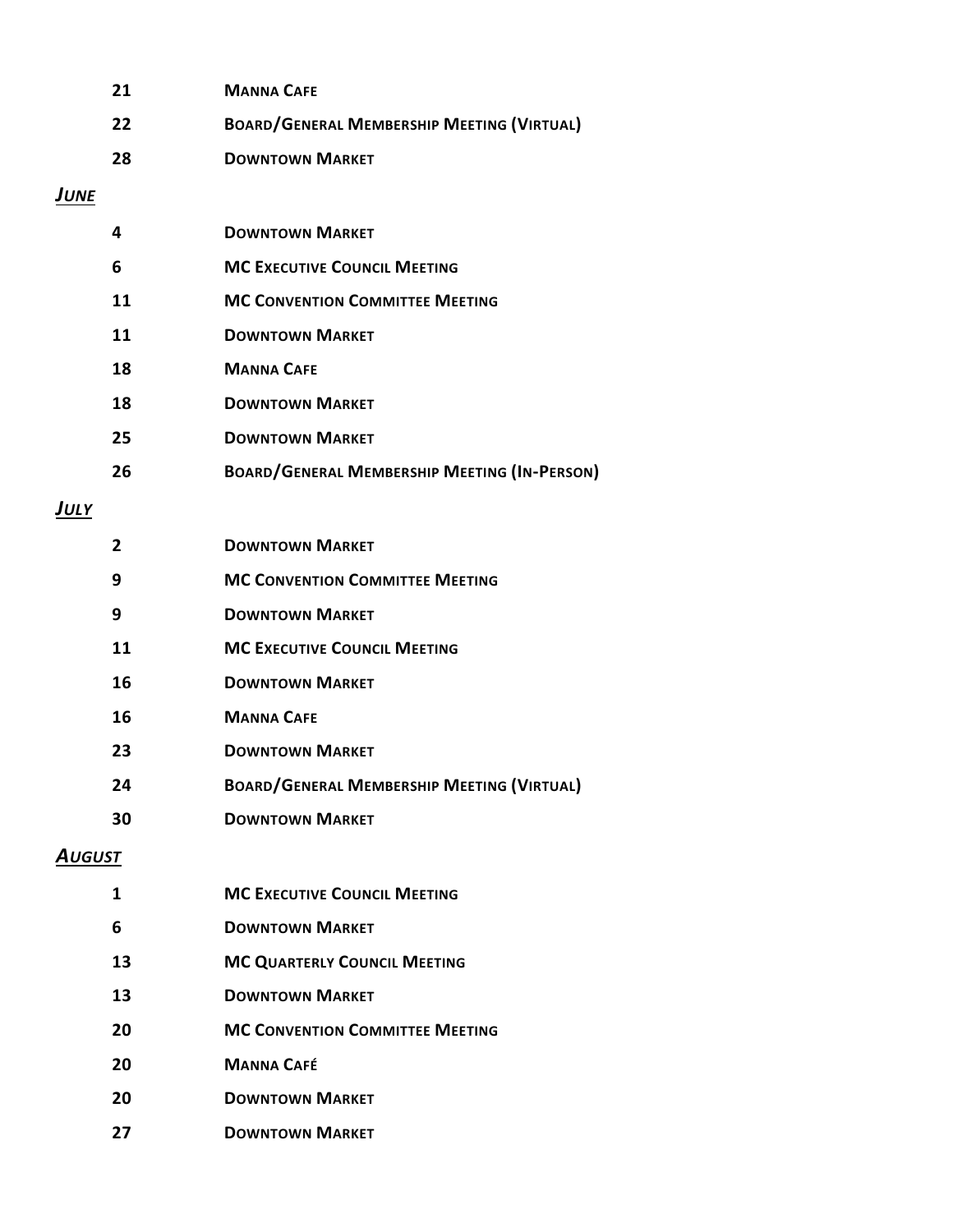| | |
|---|---|
| **21** | **MANNA CAFE** |
| **22** | **BOARD/GENERAL MEMBERSHIP MEETING (VIRTUAL)** |
| **28** | **DOWNTOWN MARKET** |

***JUNE***

| | |
|---|---|
| **4** | **DOWNTOWN MARKET** |
| **6** | **MC EXECUTIVE COUNCIL MEETING** |
| **11** | **MC CONVENTION COMMITTEE MEETING** |
| **11** | **DOWNTOWN MARKET** |
| **18** | **MANNA CAFE** |
| **18** | **DOWNTOWN MARKET** |
| **25** | **DOWNTOWN MARKET** |
| **26** | **BOARD/GENERAL MEMBERSHIP MEETING (IN-PERSON)** |

***JULY***

| | |
|---|---|
| **2** | **DOWNTOWN MARKET** |
| **9** | **MC CONVENTION COMMITTEE MEETING** |
| **9** | **DOWNTOWN MARKET** |
| **11** | **MC EXECUTIVE COUNCIL MEETING** |
| **16** | **DOWNTOWN MARKET** |
| **16** | **MANNA CAFE** |
| **23** | **DOWNTOWN MARKET** |
| **24** | **BOARD/GENERAL MEMBERSHIP MEETING (VIRTUAL)** |
| **30** | **DOWNTOWN MARKET** |

***AUGUST***

| | |
|---|---|
| **1** | **MC EXECUTIVE COUNCIL MEETING** |
| **6** | **DOWNTOWN MARKET** |
| **13** | **MC QUARTERLY COUNCIL MEETING** |
| **13** | **DOWNTOWN MARKET** |
| **20** | **MC CONVENTION COMMITTEE MEETING** |
| **20** | **MANNA CAFÉ** |
| **20** | **DOWNTOWN MARKET** |
| **27** | **DOWNTOWN MARKET** |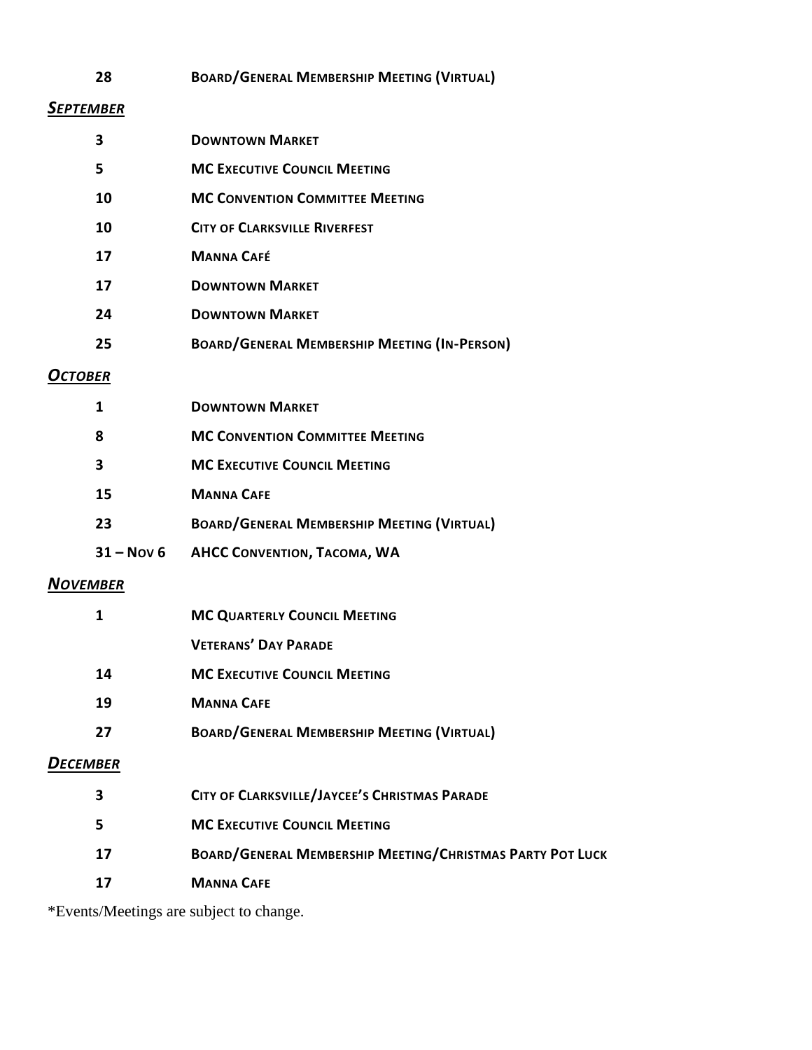| | |
|---|---|
| **28** | **Board/General Membership Meeting (Virtual)** |

***September***

| | |
|---|---|
| **3** | **Downtown Market** |
| **5** | **MC Executive Council Meeting** |
| **10** | **MC Convention Committee Meeting** |
| **10** | **City of Clarksville Riverfest** |
| **17** | **Manna Café** |
| **17** | **Downtown Market** |
| **24** | **Downtown Market** |
| **25** | **Board/General Membership Meeting (In-Person)** |

***October***

| | |
|---|---|
| **1** | **Downtown Market** |
| **8** | **MC Convention Committee Meeting** |
| **3** | **MC Executive Council Meeting** |
| **15** | **Manna Cafe** |
| **23** | **Board/General Membership Meeting (Virtual)** |
| **31 – Nov 6** | **AHCC Convention, Tacoma, WA** |

***November***

| | |
|---|---|
| **1** | **MC Quarterly Council Meeting** |
| | **Veterans' Day Parade** |
| **14** | **MC Executive Council Meeting** |
| **19** | **Manna Cafe** |
| **27** | **Board/General Membership Meeting (Virtual)** |

***December***

| | |
|---|---|
| **3** | **City of Clarksville/Jaycee's Christmas Parade** |
| **5** | **MC Executive Council Meeting** |
| **17** | **Board/General Membership Meeting/Christmas Party Pot Luck** |
| **17** | **Manna Cafe** |

*Events/Meetings are subject to change.